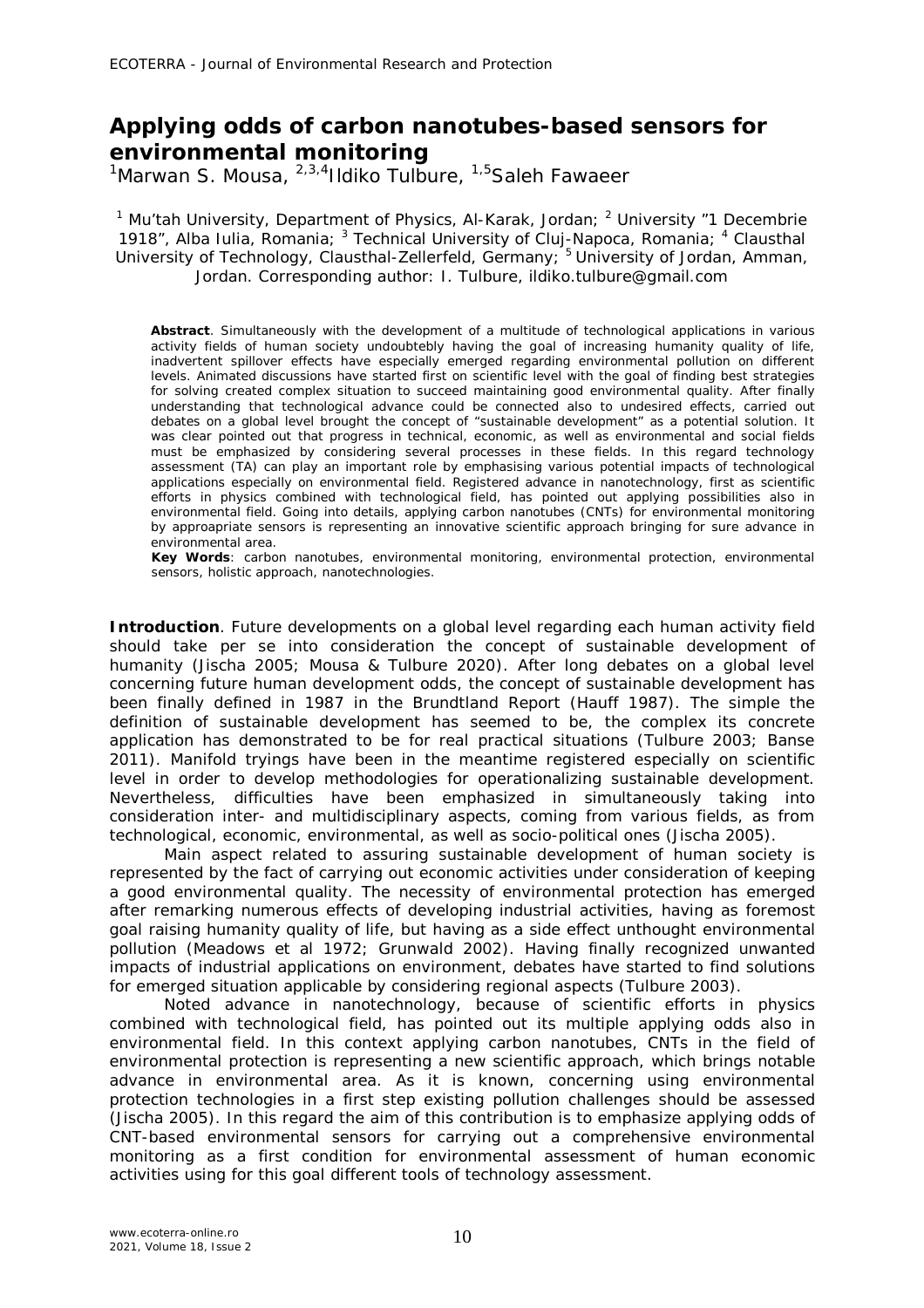# Applying odds of carbon nanotubes-based sensors for environmental monitoring

[1]Marwan S. Mousa, [2,3,4]Ildiko Tulbure, [1,5]Saleh Fawaeer

[1] Mu'tah University, Department of Physics, Al-Karak, Jordan; [2] University "1 Decembrie 1918", Alba Iulia, Romania; [3] Technical University of Cluj-Napoca, Romania; [4] Clausthal University of Technology, Clausthal-Zellerfeld, Germany; [5] University of Jordan, Amman, Jordan. Corresponding author: I. Tulbure, ildiko.tulbure@gmail.com

**Abstract**. Simultaneously with the development of a multitude of technological applications in various activity fields of human society undoubtebly having the goal of increasing humanity quality of life, inadvertent spillover effects have especially emerged regarding environmental pollution on different levels. Animated discussions have started first on scientific level with the goal of finding best strategies for solving created complex situation to succeed maintaining good environmental quality. After finally understanding that technological advance could be connected also to undesired effects, carried out debates on a global level brought the concept of "sustainable development" as a potential solution. It was clear pointed out that progress in technical, economic, as well as environmental and social fields must be emphasized by considering several processes in these fields. In this regard technology assessment (TA) can play an important role by emphasising various potential impacts of technological applications especially on environmental field. Registered advance in nanotechnology, first as scientific efforts in physics combined with technological field, has pointed out applying possibilities also in environmental field. Going into details, applying carbon nanotubes (CNTs) for environmental monitoring by approapriate sensors is representing an innovative scientific approach bringing for sure advance in environmental area.

**Key Words**: carbon nanotubes, environmental monitoring, environmental protection, environmental sensors, holistic approach, nanotechnologies.

**Introduction**. Future developments on a global level regarding each human activity field should take per se into consideration the concept of sustainable development of humanity (Jischa 2005; Mousa & Tulbure 2020). After long debates on a global level concerning future human development odds, the concept of sustainable development has been finally defined in 1987 in the Brundtland Report (Hauff 1987). The simple the definition of sustainable development has seemed to be, the complex its concrete application has demonstrated to be for real practical situations (Tulbure 2003; Banse 2011). Manifold tryings have been in the meantime registered especially on scientific level in order to develop methodologies for operationalizing sustainable development. Nevertheless, difficulties have been emphasized in simultaneously taking into consideration inter- and multidisciplinary aspects, coming from various fields, as from technological, economic, environmental, as well as socio-political ones (Jischa 2005).

Main aspect related to assuring sustainable development of human society is represented by the fact of carrying out economic activities under consideration of keeping a good environmental quality. The necessity of environmental protection has emerged after remarking numerous effects of developing industrial activities, having as foremost goal raising humanity quality of life, but having as a side effect unthought environmental pollution (Meadows et al 1972; Grunwald 2002). Having finally recognized unwanted impacts of industrial applications on environment, debates have started to find solutions for emerged situation applicable by considering regional aspects (Tulbure 2003).

Noted advance in nanotechnology, because of scientific efforts in physics combined with technological field, has pointed out its multiple applying odds also in environmental field. In this context applying carbon nanotubes, CNTs in the field of environmental protection is representing a new scientific approach, which brings notable advance in environmental area. As it is known, concerning using environmental protection technologies in a first step existing pollution challenges should be assessed (Jischa 2005). In this regard the aim of this contribution is to emphasize applying odds of CNT-based environmental sensors for carrying out a comprehensive environmental monitoring as a first condition for environmental assessment of human economic activities using for this goal different tools of technology assessment.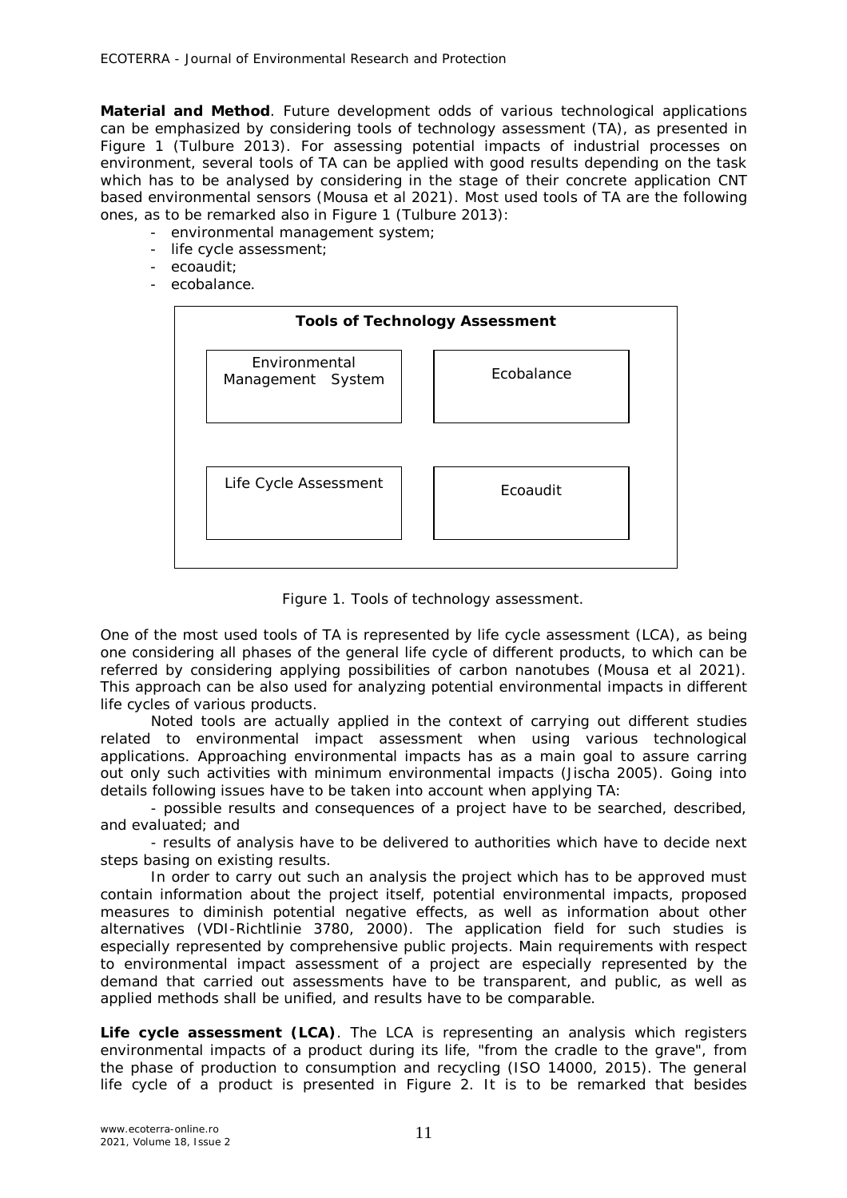**Material and Method**. Future development odds of various technological applications can be emphasized by considering tools of technology assessment (TA), as presented in Figure 1 (Tulbure 2013). For assessing potential impacts of industrial processes on environment, several tools of TA can be applied with good results depending on the task which has to be analysed by considering in the stage of their concrete application CNT based environmental sensors (Mousa et al 2021). Most used tools of TA are the following ones, as to be remarked also in Figure 1 (Tulbure 2013):

- environmental management system;
- life cycle assessment;
- ecoaudit;
- ecobalance.

| **Tools of Technology Assessment** | |
|---|---|
| Environmental Management System | Ecobalance |
| Life Cycle Assessment | Ecoaudit |

Figure 1. Tools of technology assessment.

One of the most used tools of TA is represented by life cycle assessment (LCA), as being one considering all phases of the general life cycle of different products, to which can be referred by considering applying possibilities of carbon nanotubes (Mousa et al 2021). This approach can be also used for analyzing potential environmental impacts in different life cycles of various products.

Noted tools are actually applied in the context of carrying out different studies related to environmental impact assessment when using various technological applications. Approaching environmental impacts has as a main goal to assure carring out only such activities with minimum environmental impacts (Jischa 2005). Going into details following issues have to be taken into account when applying TA:

- possible results and consequences of a project have to be searched, described, and evaluated; and

- results of analysis have to be delivered to authorities which have to decide next steps basing on existing results.

In order to carry out such an analysis the project which has to be approved must contain information about the project itself, potential environmental impacts, proposed measures to diminish potential negative effects, as well as information about other alternatives (VDI-Richtlinie 3780, 2000). The application field for such studies is especially represented by comprehensive public projects. Main requirements with respect to environmental impact assessment of a project are especially represented by the demand that carried out assessments have to be transparent, and public, as well as applied methods shall be unified, and results have to be comparable.

**Life cycle assessment (LCA)**. The LCA is representing an analysis which registers environmental impacts of a product during its life, "from the cradle to the grave", from the phase of production to consumption and recycling (ISO 14000, 2015). The general life cycle of a product is presented in Figure 2. It is to be remarked that besides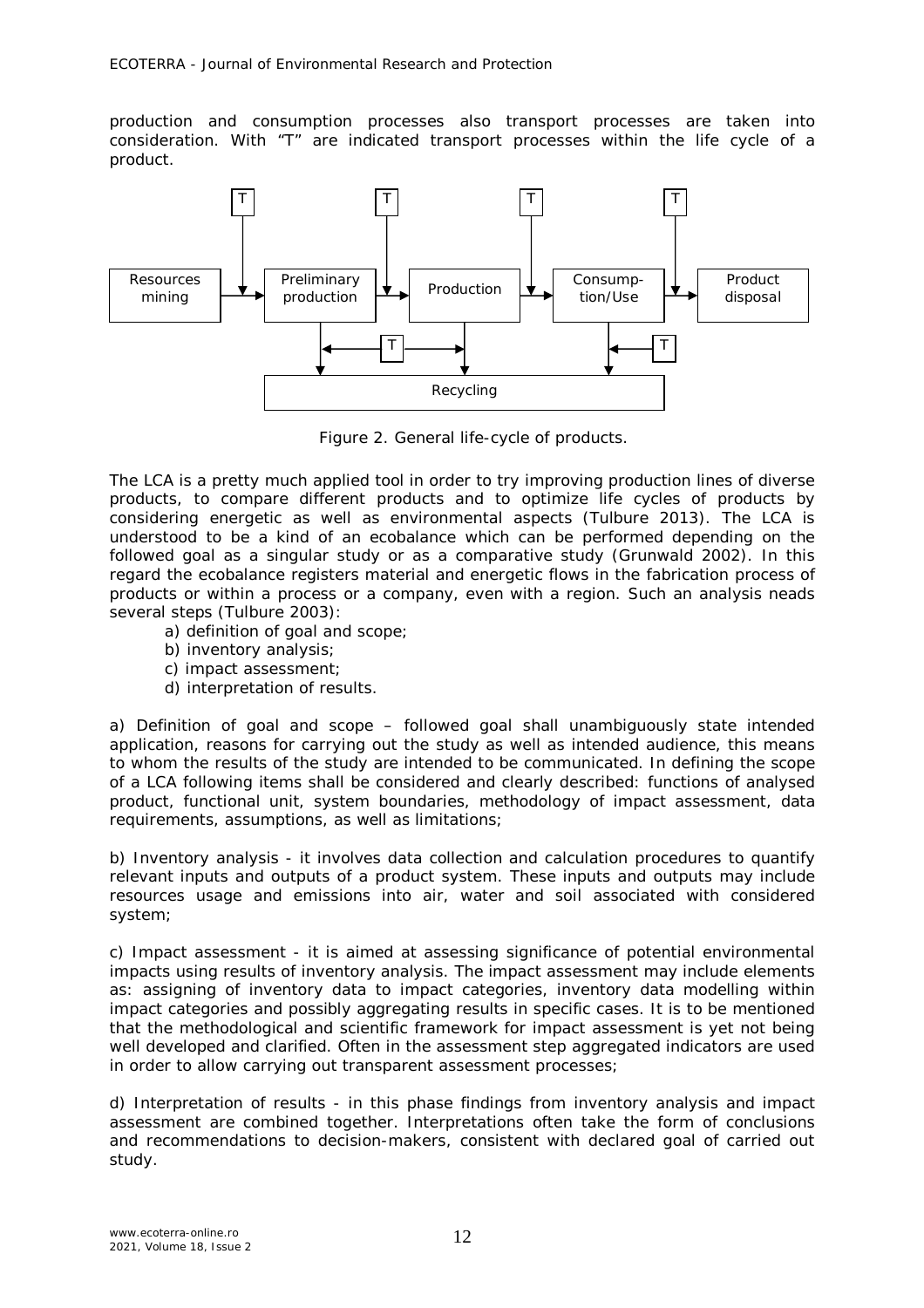production and consumption processes also transport processes are taken into consideration. With "T" are indicated transport processes within the life cycle of a product.

Figure 2. General life-cycle of products.

The LCA is a pretty much applied tool in order to try improving production lines of diverse products, to compare different products and to optimize life cycles of products by considering energetic as well as environmental aspects (Tulbure 2013). The LCA is understood to be a kind of an ecobalance which can be performed depending on the followed goal as a singular study or as a comparative study (Grunwald 2002). In this regard the ecobalance registers material and energetic flows in the fabrication process of products or within a process or a company, even with a region. Such an analysis neads several steps (Tulbure 2003):

a) definition of goal and scope;
b) inventory analysis;
c) impact assessment;
d) interpretation of results.

a) Definition of goal and scope – followed goal shall unambiguously state intended application, reasons for carrying out the study as well as intended audience, this means to whom the results of the study are intended to be communicated. In defining the scope of a LCA following items shall be considered and clearly described: functions of analysed product, functional unit, system boundaries, methodology of impact assessment, data requirements, assumptions, as well as limitations;

b) Inventory analysis - it involves data collection and calculation procedures to quantify relevant inputs and outputs of a product system. These inputs and outputs may include resources usage and emissions into air, water and soil associated with considered system;

c) Impact assessment - it is aimed at assessing significance of potential environmental impacts using results of inventory analysis. The impact assessment may include elements as: assigning of inventory data to impact categories, inventory data modelling within impact categories and possibly aggregating results in specific cases. It is to be mentioned that the methodological and scientific framework for impact assessment is yet not being well developed and clarified. Often in the assessment step aggregated indicators are used in order to allow carrying out transparent assessment processes;

d) Interpretation of results - in this phase findings from inventory analysis and impact assessment are combined together. Interpretations often take the form of conclusions and recommendations to decision-makers, consistent with declared goal of carried out study.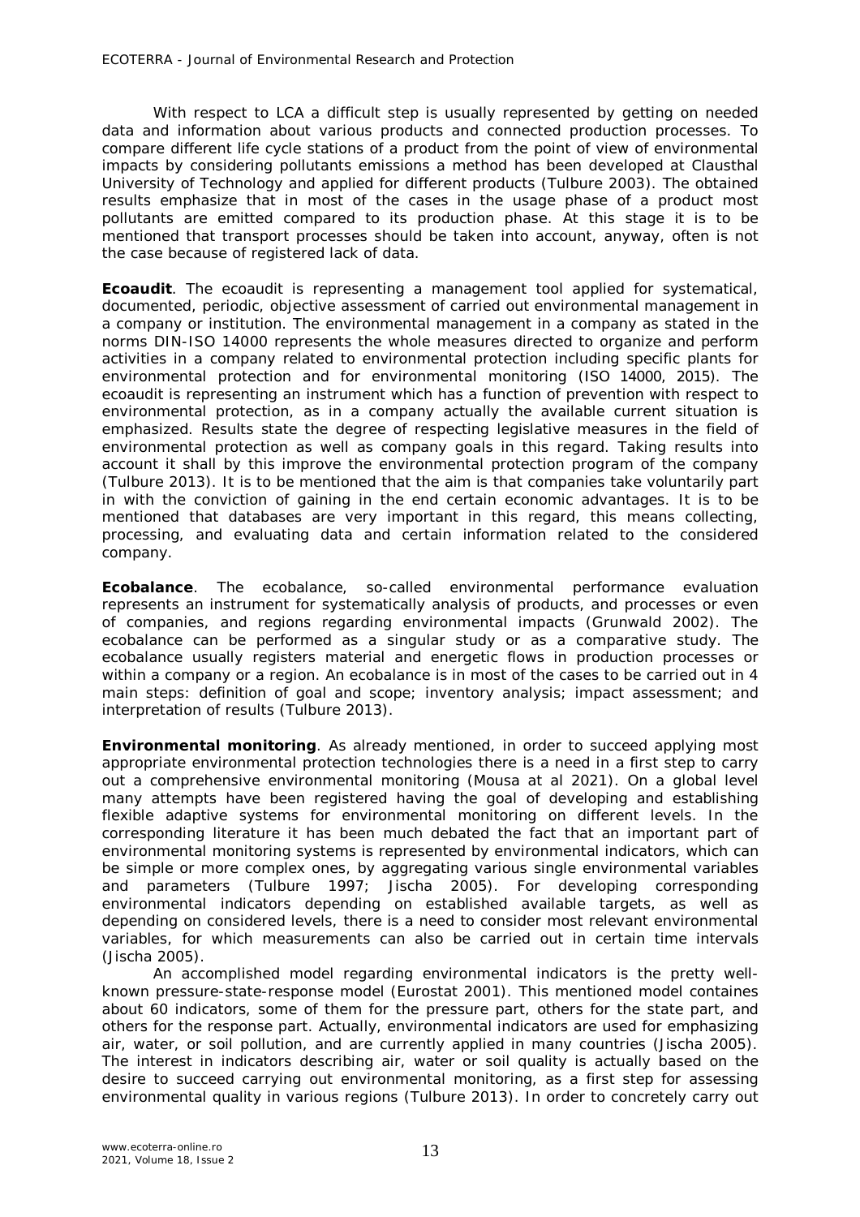With respect to LCA a difficult step is usually represented by getting on needed data and information about various products and connected production processes. To compare different life cycle stations of a product from the point of view of environmental impacts by considering pollutants emissions a method has been developed at Clausthal University of Technology and applied for different products (Tulbure 2003). The obtained results emphasize that in most of the cases in the usage phase of a product most pollutants are emitted compared to its production phase. At this stage it is to be mentioned that transport processes should be taken into account, anyway, often is not the case because of registered lack of data.

**Ecoaudit**. The ecoaudit is representing a management tool applied for systematical, documented, periodic, objective assessment of carried out environmental management in a company or institution. The environmental management in a company as stated in the norms DIN-ISO 14000 represents the whole measures directed to organize and perform activities in a company related to environmental protection including specific plants for environmental protection and for environmental monitoring (ISO 14000, 2015). The ecoaudit is representing an instrument which has a function of prevention with respect to environmental protection, as in a company actually the available current situation is emphasized. Results state the degree of respecting legislative measures in the field of environmental protection as well as company goals in this regard. Taking results into account it shall by this improve the environmental protection program of the company (Tulbure 2013). It is to be mentioned that the aim is that companies take voluntarily part in with the conviction of gaining in the end certain economic advantages. It is to be mentioned that databases are very important in this regard, this means collecting, processing, and evaluating data and certain information related to the considered company.

**Ecobalance**. The ecobalance, so-called environmental performance evaluation represents an instrument for systematically analysis of products, and processes or even of companies, and regions regarding environmental impacts (Grunwald 2002). The ecobalance can be performed as a singular study or as a comparative study. The ecobalance usually registers material and energetic flows in production processes or within a company or a region. An ecobalance is in most of the cases to be carried out in 4 main steps: definition of goal and scope; inventory analysis; impact assessment; and interpretation of results (Tulbure 2013).

**Environmental monitoring**. As already mentioned, in order to succeed applying most appropriate environmental protection technologies there is a need in a first step to carry out a comprehensive environmental monitoring (Mousa at al 2021). On a global level many attempts have been registered having the goal of developing and establishing flexible adaptive systems for environmental monitoring on different levels. In the corresponding literature it has been much debated the fact that an important part of environmental monitoring systems is represented by environmental indicators, which can be simple or more complex ones, by aggregating various single environmental variables and parameters (Tulbure 1997; Jischa 2005). For developing corresponding environmental indicators depending on established available targets, as well as depending on considered levels, there is a need to consider most relevant environmental variables, for which measurements can also be carried out in certain time intervals (Jischa 2005).

An accomplished model regarding environmental indicators is the pretty well-known pressure-state-response model (Eurostat 2001). This mentioned model containes about 60 indicators, some of them for the pressure part, others for the state part, and others for the response part. Actually, environmental indicators are used for emphasizing air, water, or soil pollution, and are currently applied in many countries (Jischa 2005). The interest in indicators describing air, water or soil quality is actually based on the desire to succeed carrying out environmental monitoring, as a first step for assessing environmental quality in various regions (Tulbure 2013). In order to concretely carry out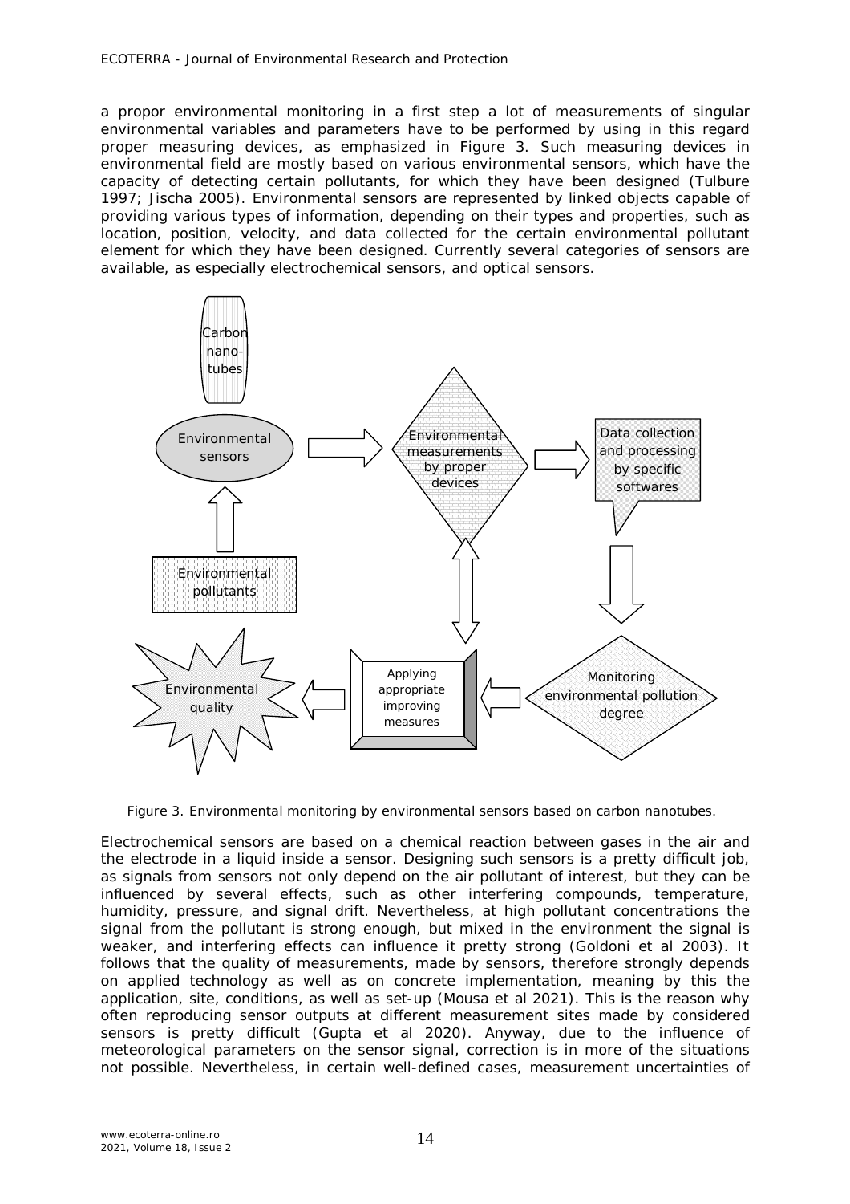a propor environmental monitoring in a first step a lot of measurements of singular environmental variables and parameters have to be performed by using in this regard proper measuring devices, as emphasized in Figure 3. Such measuring devices in environmental field are mostly based on various environmental sensors, which have the capacity of detecting certain pollutants, for which they have been designed (Tulbure 1997; Jischa 2005). Environmental sensors are represented by linked objects capable of providing various types of information, depending on their types and properties, such as location, position, velocity, and data collected for the certain environmental pollutant element for which they have been designed. Currently several categories of sensors are available, as especially electrochemical sensors, and optical sensors.

Figure 3. Environmental monitoring by environmental sensors based on carbon nanotubes.

Electrochemical sensors are based on a chemical reaction between gases in the air and the electrode in a liquid inside a sensor. Designing such sensors is a pretty difficult job, as signals from sensors not only depend on the air pollutant of interest, but they can be influenced by several effects, such as other interfering compounds, temperature, humidity, pressure, and signal drift. Nevertheless, at high pollutant concentrations the signal from the pollutant is strong enough, but mixed in the environment the signal is weaker, and interfering effects can influence it pretty strong (Goldoni et al 2003). It follows that the quality of measurements, made by sensors, therefore strongly depends on applied technology as well as on concrete implementation, meaning by this the application, site, conditions, as well as set-up (Mousa et al 2021). This is the reason why often reproducing sensor outputs at different measurement sites made by considered sensors is pretty difficult (Gupta et al 2020). Anyway, due to the influence of meteorological parameters on the sensor signal, correction is in more of the situations not possible. Nevertheless, in certain well-defined cases, measurement uncertainties of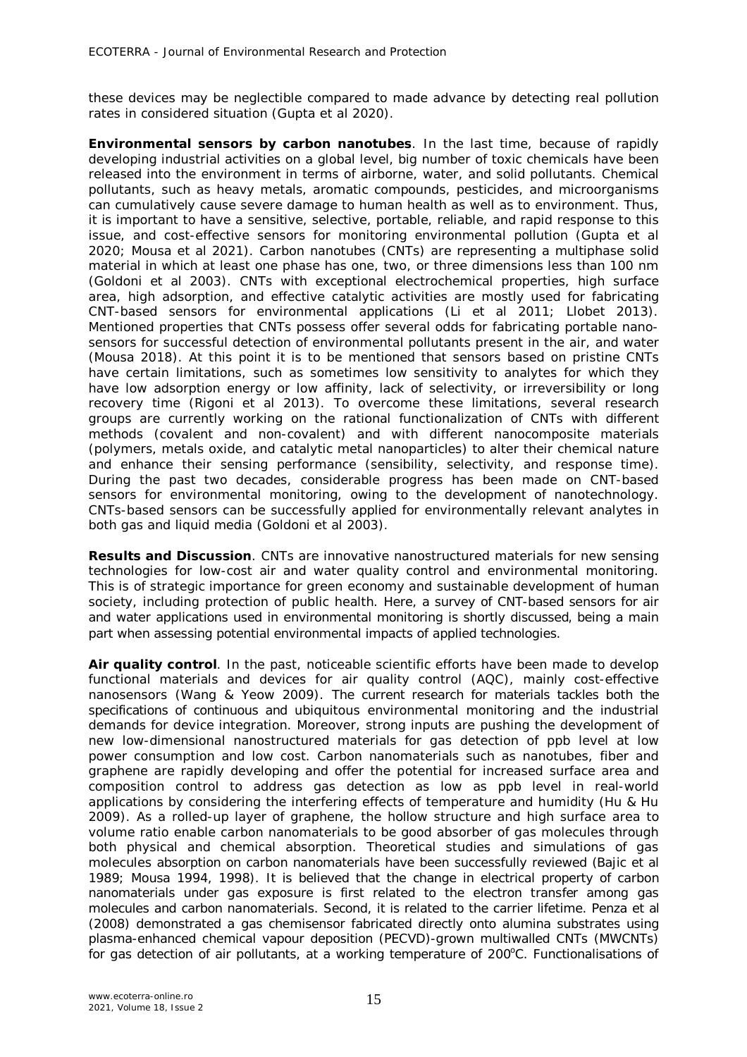these devices may be neglectible compared to made advance by detecting real pollution rates in considered situation (Gupta et al 2020).

**Environmental sensors by carbon nanotubes**. In the last time, because of rapidly developing industrial activities on a global level, big number of toxic chemicals have been released into the environment in terms of airborne, water, and solid pollutants. Chemical pollutants, such as heavy metals, aromatic compounds, pesticides, and microorganisms can cumulatively cause severe damage to human health as well as to environment. Thus, it is important to have a sensitive, selective, portable, reliable, and rapid response to this issue, and cost-effective sensors for monitoring environmental pollution (Gupta et al 2020; Mousa et al 2021). Carbon nanotubes (CNTs) are representing a multiphase solid material in which at least one phase has one, two, or three dimensions less than 100 nm (Goldoni et al 2003). CNTs with exceptional electrochemical properties, high surface area, high adsorption, and effective catalytic activities are mostly used for fabricating CNT-based sensors for environmental applications (Li et al 2011; Llobet 2013). Mentioned properties that CNTs possess offer several odds for fabricating portable nano-sensors for successful detection of environmental pollutants present in the air, and water (Mousa 2018). At this point it is to be mentioned that sensors based on pristine CNTs have certain limitations, such as sometimes low sensitivity to analytes for which they have low adsorption energy or low affinity, lack of selectivity, or irreversibility or long recovery time (Rigoni et al 2013). To overcome these limitations, several research groups are currently working on the rational functionalization of CNTs with different methods (covalent and non-covalent) and with different nanocomposite materials (polymers, metals oxide, and catalytic metal nanoparticles) to alter their chemical nature and enhance their sensing performance (sensibility, selectivity, and response time). During the past two decades, considerable progress has been made on CNT-based sensors for environmental monitoring, owing to the development of nanotechnology. CNTs-based sensors can be successfully applied for environmentally relevant analytes in both gas and liquid media (Goldoni et al 2003).

**Results and Discussion**. CNTs are innovative nanostructured materials for new sensing technologies for low-cost air and water quality control and environmental monitoring. This is of strategic importance for green economy and sustainable development of human society, including protection of public health. Here, a survey of CNT-based sensors for air and water applications used in environmental monitoring is shortly discussed, being a main part when assessing potential environmental impacts of applied technologies.

**Air quality control**. In the past, noticeable scientific efforts have been made to develop functional materials and devices for air quality control (AQC), mainly cost-effective nanosensors (Wang & Yeow 2009). The current research for materials tackles both the specifications of continuous and ubiquitous environmental monitoring and the industrial demands for device integration. Moreover, strong inputs are pushing the development of new low-dimensional nanostructured materials for gas detection of ppb level at low power consumption and low cost. Carbon nanomaterials such as nanotubes, fiber and graphene are rapidly developing and offer the potential for increased surface area and composition control to address gas detection as low as ppb level in real-world applications by considering the interfering effects of temperature and humidity (Hu & Hu 2009). As a rolled-up layer of graphene, the hollow structure and high surface area to volume ratio enable carbon nanomaterials to be good absorber of gas molecules through both physical and chemical absorption. Theoretical studies and simulations of gas molecules absorption on carbon nanomaterials have been successfully reviewed (Bajic et al 1989; Mousa 1994, 1998). It is believed that the change in electrical property of carbon nanomaterials under gas exposure is first related to the electron transfer among gas molecules and carbon nanomaterials. Second, it is related to the carrier lifetime. Penza et al (2008) demonstrated a gas chemisensor fabricated directly onto alumina substrates using plasma-enhanced chemical vapour deposition (PECVD)-grown multiwalled CNTs (MWCNTs) for gas detection of air pollutants, at a working temperature of 200$^{o}$C. Functionalisations of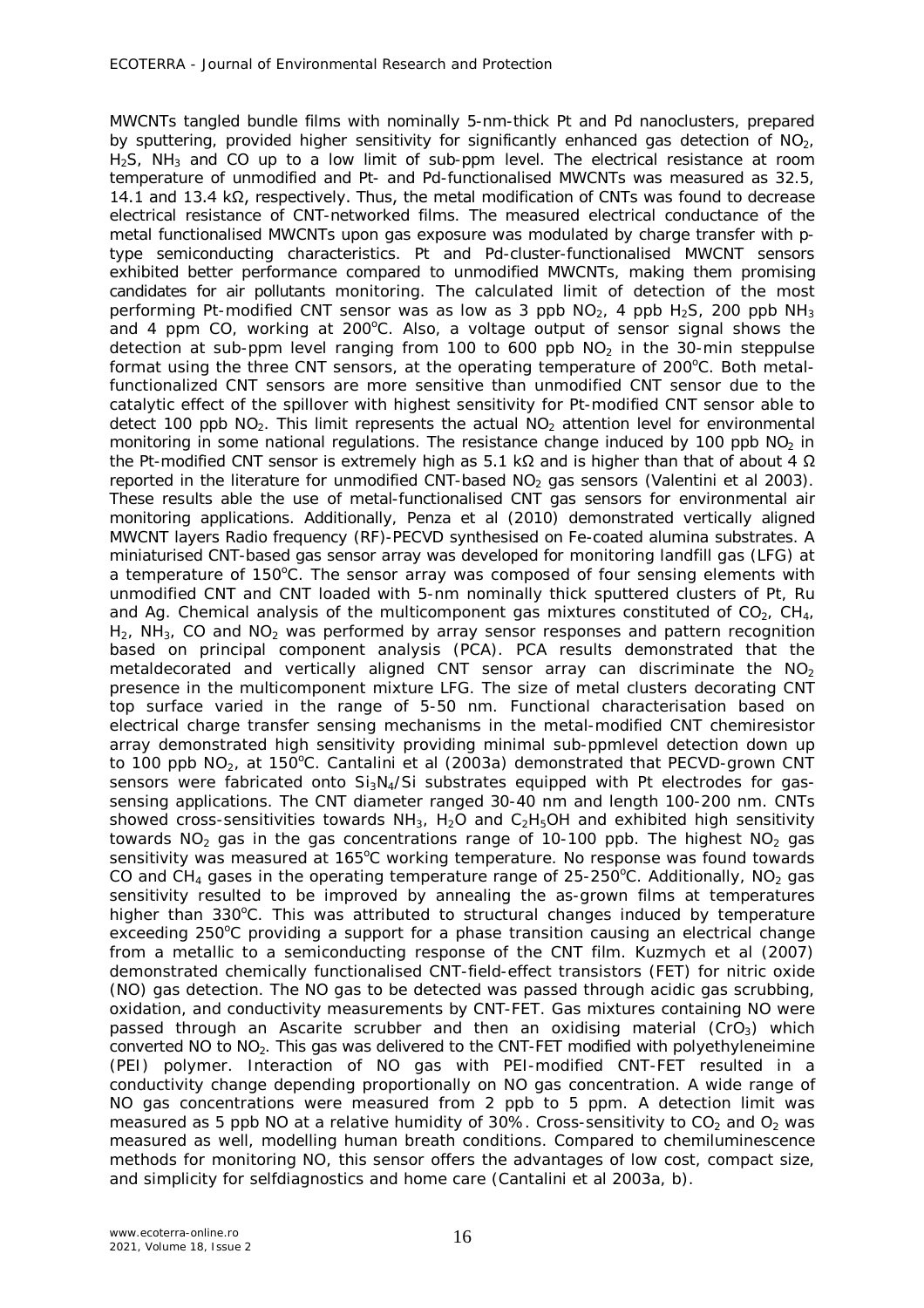MWCNTs tangled bundle films with nominally 5-nm-thick Pt and Pd nanoclusters, prepared by sputtering, provided higher sensitivity for significantly enhanced gas detection of $NO_2$, $H_2S$, $NH_3$ and CO up to a low limit of sub-ppm level. The electrical resistance at room temperature of unmodified and Pt- and Pd-functionalised MWCNTs was measured as 32.5, 14.1 and 13.4 kΩ, respectively. Thus, the metal modification of CNTs was found to decrease electrical resistance of CNT-networked films. The measured electrical conductance of the metal functionalised MWCNTs upon gas exposure was modulated by charge transfer with p-type semiconducting characteristics. Pt and Pd-cluster-functionalised MWCNT sensors exhibited better performance compared to unmodified MWCNTs, making them promising candidates for air pollutants monitoring. The calculated limit of detection of the most performing Pt-modified CNT sensor was as low as 3 ppb $NO_2$, 4 ppb $H_2S$, 200 ppb $NH_3$ and 4 ppm CO, working at 200°C. Also, a voltage output of sensor signal shows the detection at sub-ppm level ranging from 100 to 600 ppb $NO_2$ in the 30-min steppulse format using the three CNT sensors, at the operating temperature of 200°C. Both metal-functionalized CNT sensors are more sensitive than unmodified CNT sensor due to the catalytic effect of the spillover with highest sensitivity for Pt-modified CNT sensor able to detect 100 ppb $NO_2$. This limit represents the actual $NO_2$ attention level for environmental monitoring in some national regulations. The resistance change induced by 100 ppb $NO_2$ in the Pt-modified CNT sensor is extremely high as 5.1 kΩ and is higher than that of about 4 Ω reported in the literature for unmodified CNT-based $NO_2$ gas sensors (Valentini et al 2003). These results able the use of metal-functionalised CNT gas sensors for environmental air monitoring applications. Additionally, Penza et al (2010) demonstrated vertically aligned MWCNT layers Radio frequency (RF)-PECVD synthesised on Fe-coated alumina substrates. A miniaturised CNT-based gas sensor array was developed for monitoring landfill gas (LFG) at a temperature of 150°C. The sensor array was composed of four sensing elements with unmodified CNT and CNT loaded with 5-nm nominally thick sputtered clusters of Pt, Ru and Ag. Chemical analysis of the multicomponent gas mixtures constituted of $CO_2$, $CH_4$, $H_2$, $NH_3$, CO and $NO_2$ was performed by array sensor responses and pattern recognition based on principal component analysis (PCA). PCA results demonstrated that the metaldecorated and vertically aligned CNT sensor array can discriminate the $NO_2$ presence in the multicomponent mixture LFG. The size of metal clusters decorating CNT top surface varied in the range of 5-50 nm. Functional characterisation based on electrical charge transfer sensing mechanisms in the metal-modified CNT chemiresistor array demonstrated high sensitivity providing minimal sub-ppmlevel detection down up to 100 ppb $NO_2$, at 150°C. Cantalini et al (2003a) demonstrated that PECVD-grown CNT sensors were fabricated onto $Si_3N_4$/Si substrates equipped with Pt electrodes for gas-sensing applications. The CNT diameter ranged 30-40 nm and length 100-200 nm. CNTs showed cross-sensitivities towards $NH_3$, $H_2O$ and $C_2H_5OH$ and exhibited high sensitivity towards $NO_2$ gas in the gas concentrations range of 10-100 ppb. The highest $NO_2$ gas sensitivity was measured at 165°C working temperature. No response was found towards CO and $CH_4$ gases in the operating temperature range of 25-250°C. Additionally, $NO_2$ gas sensitivity resulted to be improved by annealing the as-grown films at temperatures higher than 330°C. This was attributed to structural changes induced by temperature exceeding 250°C providing a support for a phase transition causing an electrical change from a metallic to a semiconducting response of the CNT film. Kuzmych et al (2007) demonstrated chemically functionalised CNT-field-effect transistors (FET) for nitric oxide (NO) gas detection. The NO gas to be detected was passed through acidic gas scrubbing, oxidation, and conductivity measurements by CNT-FET. Gas mixtures containing NO were passed through an Ascarite scrubber and then an oxidising material ($CrO_3$) which converted NO to $NO_2$. This gas was delivered to the CNT-FET modified with polyethyleneimine (PEI) polymer. Interaction of NO gas with PEI-modified CNT-FET resulted in a conductivity change depending proportionally on NO gas concentration. A wide range of NO gas concentrations were measured from 2 ppb to 5 ppm. A detection limit was measured as 5 ppb NO at a relative humidity of 30%. Cross-sensitivity to $CO_2$ and $O_2$ was measured as well, modelling human breath conditions. Compared to chemiluminescence methods for monitoring NO, this sensor offers the advantages of low cost, compact size, and simplicity for selfdiagnostics and home care (Cantalini et al 2003a, b).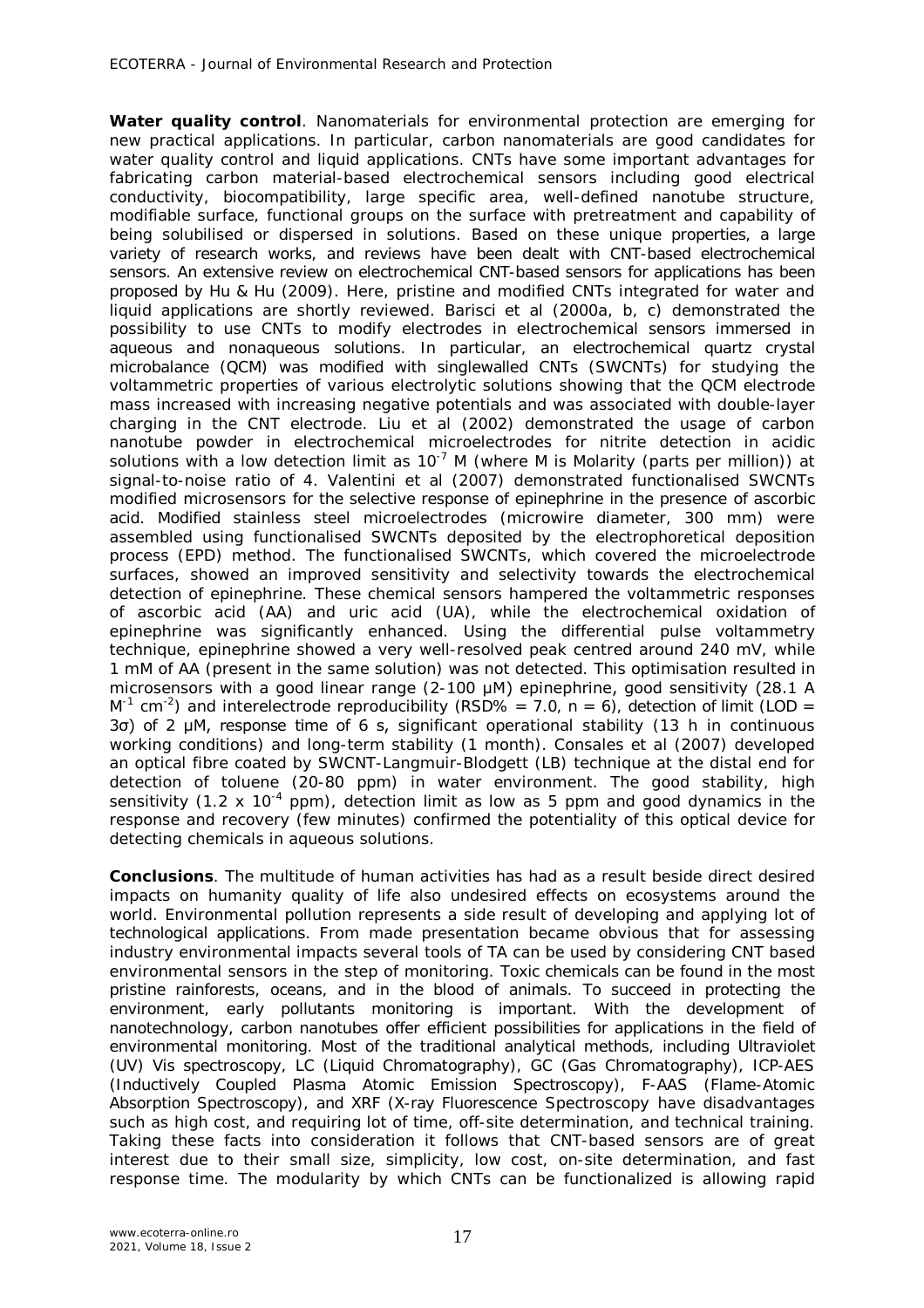**Water quality control**. Nanomaterials for environmental protection are emerging for new practical applications. In particular, carbon nanomaterials are good candidates for water quality control and liquid applications. CNTs have some important advantages for fabricating carbon material-based electrochemical sensors including good electrical conductivity, biocompatibility, large specific area, well-defined nanotube structure, modifiable surface, functional groups on the surface with pretreatment and capability of being solubilised or dispersed in solutions. Based on these unique properties, a large variety of research works, and reviews have been dealt with CNT-based electrochemical sensors. An extensive review on electrochemical CNT-based sensors for applications has been proposed by Hu & Hu (2009). Here, pristine and modified CNTs integrated for water and liquid applications are shortly reviewed. Barisci et al (2000a, b, c) demonstrated the possibility to use CNTs to modify electrodes in electrochemical sensors immersed in aqueous and nonaqueous solutions. In particular, an electrochemical quartz crystal microbalance (QCM) was modified with singlewalled CNTs (SWCNTs) for studying the voltammetric properties of various electrolytic solutions showing that the QCM electrode mass increased with increasing negative potentials and was associated with double-layer charging in the CNT electrode. Liu et al (2002) demonstrated the usage of carbon nanotube powder in electrochemical microelectrodes for nitrite detection in acidic solutions with a low detection limit as $10^{-7}$ M (where M is Molarity (parts per million)) at signal-to-noise ratio of 4. Valentini et al (2007) demonstrated functionalised SWCNTs modified microsensors for the selective response of epinephrine in the presence of ascorbic acid. Modified stainless steel microelectrodes (microwire diameter, 300 mm) were assembled using functionalised SWCNTs deposited by the electrophoretical deposition process (EPD) method. The functionalised SWCNTs, which covered the microelectrode surfaces, showed an improved sensitivity and selectivity towards the electrochemical detection of epinephrine. These chemical sensors hampered the voltammetric responses of ascorbic acid (AA) and uric acid (UA), while the electrochemical oxidation of epinephrine was significantly enhanced. Using the differential pulse voltammetry technique, epinephrine showed a very well-resolved peak centred around 240 mV, while 1 mM of AA (present in the same solution) was not detected. This optimisation resulted in microsensors with a good linear range (2-100 μM) epinephrine, good sensitivity (28.1 A $M^{-1}$ $cm^{-2}$) and interelectrode reproducibility (RSD% = 7.0, n = 6), detection of limit (LOD = 3σ) of 2 μM, response time of 6 s, significant operational stability (13 h in continuous working conditions) and long-term stability (1 month). Consales et al (2007) developed an optical fibre coated by SWCNT-Langmuir-Blodgett (LB) technique at the distal end for detection of toluene (20-80 ppm) in water environment. The good stability, high sensitivity ($1.2 \times 10^{-4}$ ppm), detection limit as low as 5 ppm and good dynamics in the response and recovery (few minutes) confirmed the potentiality of this optical device for detecting chemicals in aqueous solutions.

**Conclusions**. The multitude of human activities has had as a result beside direct desired impacts on humanity quality of life also undesired effects on ecosystems around the world. Environmental pollution represents a side result of developing and applying lot of technological applications. From made presentation became obvious that for assessing industry environmental impacts several tools of TA can be used by considering CNT based environmental sensors in the step of monitoring. Toxic chemicals can be found in the most pristine rainforests, oceans, and in the blood of animals. To succeed in protecting the environment, early pollutants monitoring is important. With the development of nanotechnology, carbon nanotubes offer efficient possibilities for applications in the field of environmental monitoring. Most of the traditional analytical methods, including Ultraviolet (UV) Vis spectroscopy, LC (Liquid Chromatography), GC (Gas Chromatography), ICP-AES (Inductively Coupled Plasma Atomic Emission Spectroscopy), F-AAS (Flame-Atomic Absorption Spectroscopy), and XRF (X-ray Fluorescence Spectroscopy have disadvantages such as high cost, and requiring lot of time, off-site determination, and technical training. Taking these facts into consideration it follows that CNT-based sensors are of great interest due to their small size, simplicity, low cost, on-site determination, and fast response time. The modularity by which CNTs can be functionalized is allowing rapid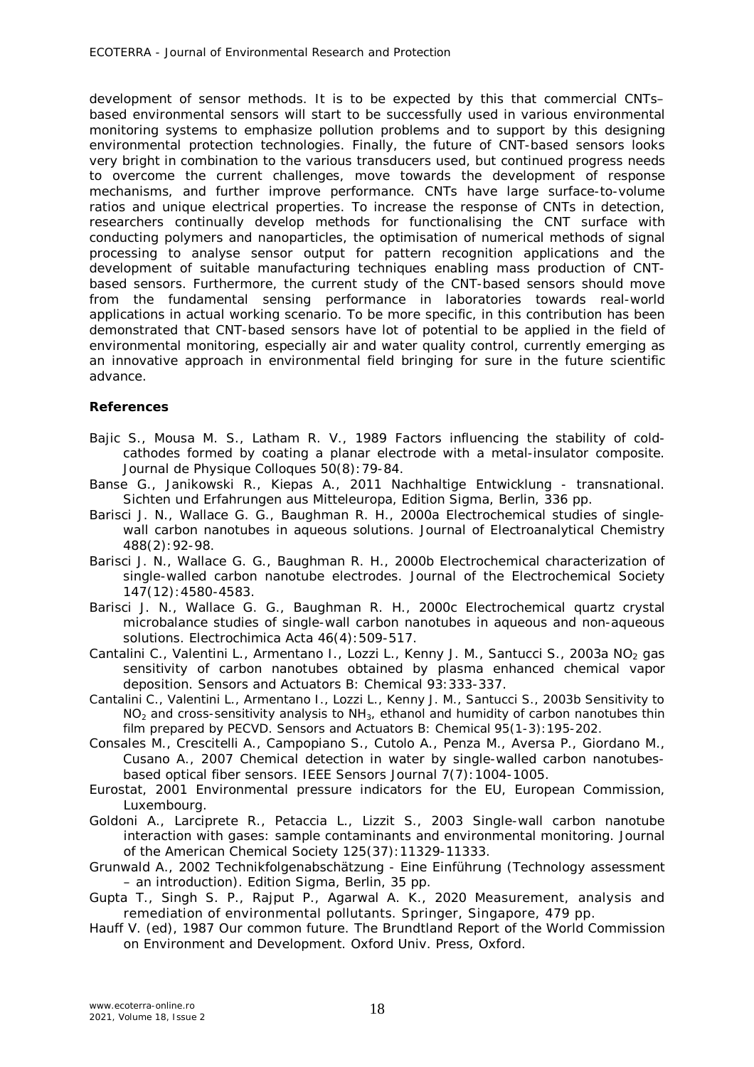development of sensor methods. It is to be expected by this that commercial CNTs–based environmental sensors will start to be successfully used in various environmental monitoring systems to emphasize pollution problems and to support by this designing environmental protection technologies. Finally, the future of CNT-based sensors looks very bright in combination to the various transducers used, but continued progress needs to overcome the current challenges, move towards the development of response mechanisms, and further improve performance. CNTs have large surface-to-volume ratios and unique electrical properties. To increase the response of CNTs in detection, researchers continually develop methods for functionalising the CNT surface with conducting polymers and nanoparticles, the optimisation of numerical methods of signal processing to analyse sensor output for pattern recognition applications and the development of suitable manufacturing techniques enabling mass production of CNT-based sensors. Furthermore, the current study of the CNT-based sensors should move from the fundamental sensing performance in laboratories towards real-world applications in actual working scenario. To be more specific, in this contribution has been demonstrated that CNT-based sensors have lot of potential to be applied in the field of environmental monitoring, especially air and water quality control, currently emerging as an innovative approach in environmental field bringing for sure in the future scientific advance.

**References**

Bajic S., Mousa M. S., Latham R. V., 1989 Factors influencing the stability of cold-cathodes formed by coating a planar electrode with a metal-insulator composite. Journal de Physique Colloques 50(8):79-84.

Banse G., Janikowski R., Kiepas A., 2011 Nachhaltige Entwicklung - transnational. Sichten und Erfahrungen aus Mitteleuropa, Edition Sigma, Berlin, 336 pp.

Barisci J. N., Wallace G. G., Baughman R. H., 2000a Electrochemical studies of single-wall carbon nanotubes in aqueous solutions. Journal of Electroanalytical Chemistry 488(2):92-98.

Barisci J. N., Wallace G. G., Baughman R. H., 2000b Electrochemical characterization of single-walled carbon nanotube electrodes. Journal of the Electrochemical Society 147(12):4580-4583.

Barisci J. N., Wallace G. G., Baughman R. H., 2000c Electrochemical quartz crystal microbalance studies of single-wall carbon nanotubes in aqueous and non-aqueous solutions. Electrochimica Acta 46(4):509-517.

Cantalini C., Valentini L., Armentano I., Lozzi L., Kenny J. M., Santucci S., 2003a $NO_2$ gas sensitivity of carbon nanotubes obtained by plasma enhanced chemical vapor deposition. Sensors and Actuators B: Chemical 93:333-337.

Cantalini C., Valentini L., Armentano I., Lozzi L., Kenny J. M., Santucci S., 2003b Sensitivity to $NO_2$ and cross-sensitivity analysis to $NH_3$, ethanol and humidity of carbon nanotubes thin film prepared by PECVD. Sensors and Actuators B: Chemical 95(1-3):195-202.

Consales M., Crescitelli A., Campopiano S., Cutolo A., Penza M., Aversa P., Giordano M., Cusano A., 2007 Chemical detection in water by single-walled carbon nanotubes-based optical fiber sensors. IEEE Sensors Journal 7(7):1004-1005.

Eurostat, 2001 Environmental pressure indicators for the EU, European Commission, Luxembourg.

Goldoni A., Larciprete R., Petaccia L., Lizzit S., 2003 Single-wall carbon nanotube interaction with gases: sample contaminants and environmental monitoring. Journal of the American Chemical Society 125(37):11329-11333.

Grunwald A., 2002 Technikfolgenabschätzung - Eine Einführung (Technology assessment – an introduction). Edition Sigma, Berlin, 35 pp.

Gupta T., Singh S. P., Rajput P., Agarwal A. K., 2020 Measurement, analysis and remediation of environmental pollutants. Springer, Singapore, 479 pp.

Hauff V. (ed), 1987 Our common future. The Brundtland Report of the World Commission on Environment and Development. Oxford Univ. Press, Oxford.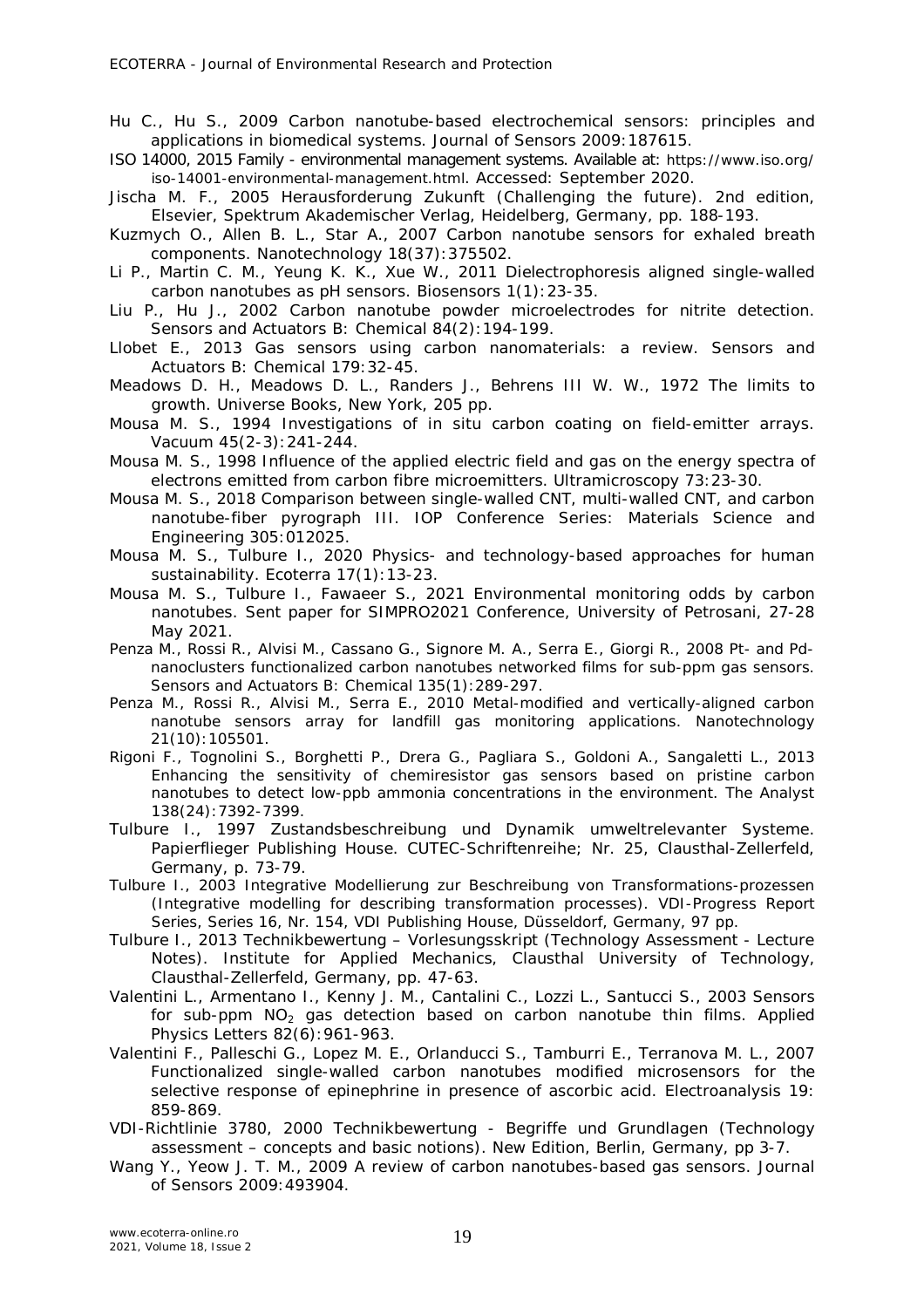Hu C., Hu S., 2009 Carbon nanotube-based electrochemical sensors: principles and applications in biomedical systems. Journal of Sensors 2009:187615.

ISO 14000, 2015 Family - environmental management systems. Available at: https://www.iso.org/iso-14001-environmental-management.html. Accessed: September 2020.

Jischa M. F., 2005 Herausforderung Zukunft (Challenging the future). 2nd edition, Elsevier, Spektrum Akademischer Verlag, Heidelberg, Germany, pp. 188-193.

Kuzmych O., Allen B. L., Star A., 2007 Carbon nanotube sensors for exhaled breath components. Nanotechnology 18(37):375502.

Li P., Martin C. M., Yeung K. K., Xue W., 2011 Dielectrophoresis aligned single-walled carbon nanotubes as pH sensors. Biosensors 1(1):23-35.

Liu P., Hu J., 2002 Carbon nanotube powder microelectrodes for nitrite detection. Sensors and Actuators B: Chemical 84(2):194-199.

Llobet E., 2013 Gas sensors using carbon nanomaterials: a review. Sensors and Actuators B: Chemical 179:32-45.

Meadows D. H., Meadows D. L., Randers J., Behrens III W. W., 1972 The limits to growth. Universe Books, New York, 205 pp.

Mousa M. S., 1994 Investigations of in situ carbon coating on field-emitter arrays. Vacuum 45(2-3):241-244.

Mousa M. S., 1998 Influence of the applied electric field and gas on the energy spectra of electrons emitted from carbon fibre microemitters. Ultramicroscopy 73:23-30.

Mousa M. S., 2018 Comparison between single-walled CNT, multi-walled CNT, and carbon nanotube-fiber pyrograph III. IOP Conference Series: Materials Science and Engineering 305:012025.

Mousa M. S., Tulbure I., 2020 Physics- and technology-based approaches for human sustainability. Ecoterra 17(1):13-23.

Mousa M. S., Tulbure I., Fawaeer S., 2021 Environmental monitoring odds by carbon nanotubes. Sent paper for SIMPRO2021 Conference, University of Petrosani, 27-28 May 2021.

Penza M., Rossi R., Alvisi M., Cassano G., Signore M. A., Serra E., Giorgi R., 2008 Pt- and Pd-nanoclusters functionalized carbon nanotubes networked films for sub-ppm gas sensors. Sensors and Actuators B: Chemical 135(1):289-297.

Penza M., Rossi R., Alvisi M., Serra E., 2010 Metal-modified and vertically-aligned carbon nanotube sensors array for landfill gas monitoring applications. Nanotechnology 21(10):105501.

Rigoni F., Tognolini S., Borghetti P., Drera G., Pagliara S., Goldoni A., Sangaletti L., 2013 Enhancing the sensitivity of chemiresistor gas sensors based on pristine carbon nanotubes to detect low-ppb ammonia concentrations in the environment. The Analyst 138(24):7392-7399.

Tulbure I., 1997 Zustandsbeschreibung und Dynamik umweltrelevanter Systeme. Papierflieger Publishing House. CUTEC-Schriftenreihe; Nr. 25, Clausthal-Zellerfeld, Germany, p. 73-79.

Tulbure I., 2003 Integrative Modellierung zur Beschreibung von Transformations-prozessen (Integrative modelling for describing transformation processes). VDI-Progress Report Series, Series 16, Nr. 154, VDI Publishing House, Düsseldorf, Germany, 97 pp.

Tulbure I., 2013 Technikbewertung – Vorlesungsskript (Technology Assessment - Lecture Notes). Institute for Applied Mechanics, Clausthal University of Technology, Clausthal-Zellerfeld, Germany, pp. 47-63.

Valentini L., Armentano I., Kenny J. M., Cantalini C., Lozzi L., Santucci S., 2003 Sensors for sub-ppm $NO_2$ gas detection based on carbon nanotube thin films. Applied Physics Letters 82(6):961-963.

Valentini F., Palleschi G., Lopez M. E., Orlanducci S., Tamburri E., Terranova M. L., 2007 Functionalized single-walled carbon nanotubes modified microsensors for the selective response of epinephrine in presence of ascorbic acid. Electroanalysis 19: 859-869.

VDI-Richtlinie 3780, 2000 Technikbewertung - Begriffe und Grundlagen (Technology assessment – concepts and basic notions). New Edition, Berlin, Germany, pp 3-7.

Wang Y., Yeow J. T. M., 2009 A review of carbon nanotubes-based gas sensors. Journal of Sensors 2009:493904.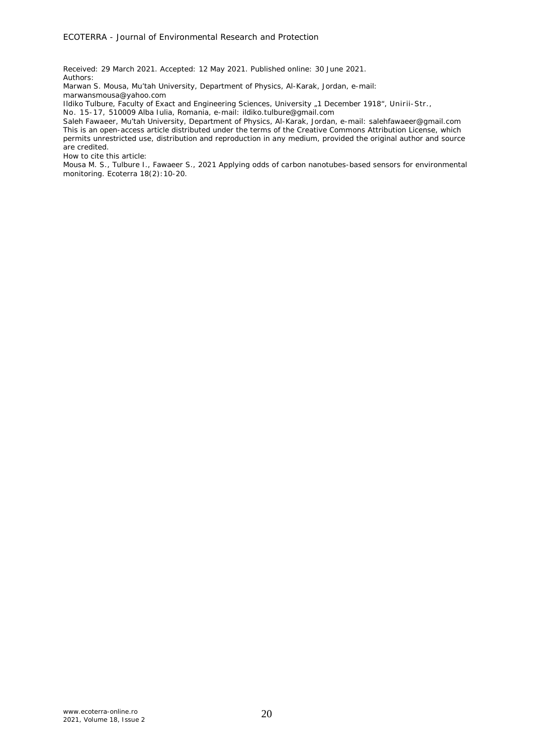Received: 29 March 2021. Accepted: 12 May 2021. Published online: 30 June 2021.
Authors:
Marwan S. Mousa, Mu'tah University, Department of Physics, Al-Karak, Jordan, e-mail: marwansmousa@yahoo.com
Ildiko Tulbure, Faculty of Exact and Engineering Sciences, University „1 December 1918", Unirii-Str., No. 15-17, 510009 Alba Iulia, Romania, e-mail: ildiko.tulbure@gmail.com
Saleh Fawaeer, Mu'tah University, Department of Physics, Al-Karak, Jordan, e-mail: salehfawaeer@gmail.com
This is an open-access article distributed under the terms of the Creative Commons Attribution License, which permits unrestricted use, distribution and reproduction in any medium, provided the original author and source are credited.
How to cite this article:
Mousa M. S., Tulbure I., Fawaeer S., 2021 Applying odds of carbon nanotubes-based sensors for environmental monitoring. Ecoterra 18(2):10-20.